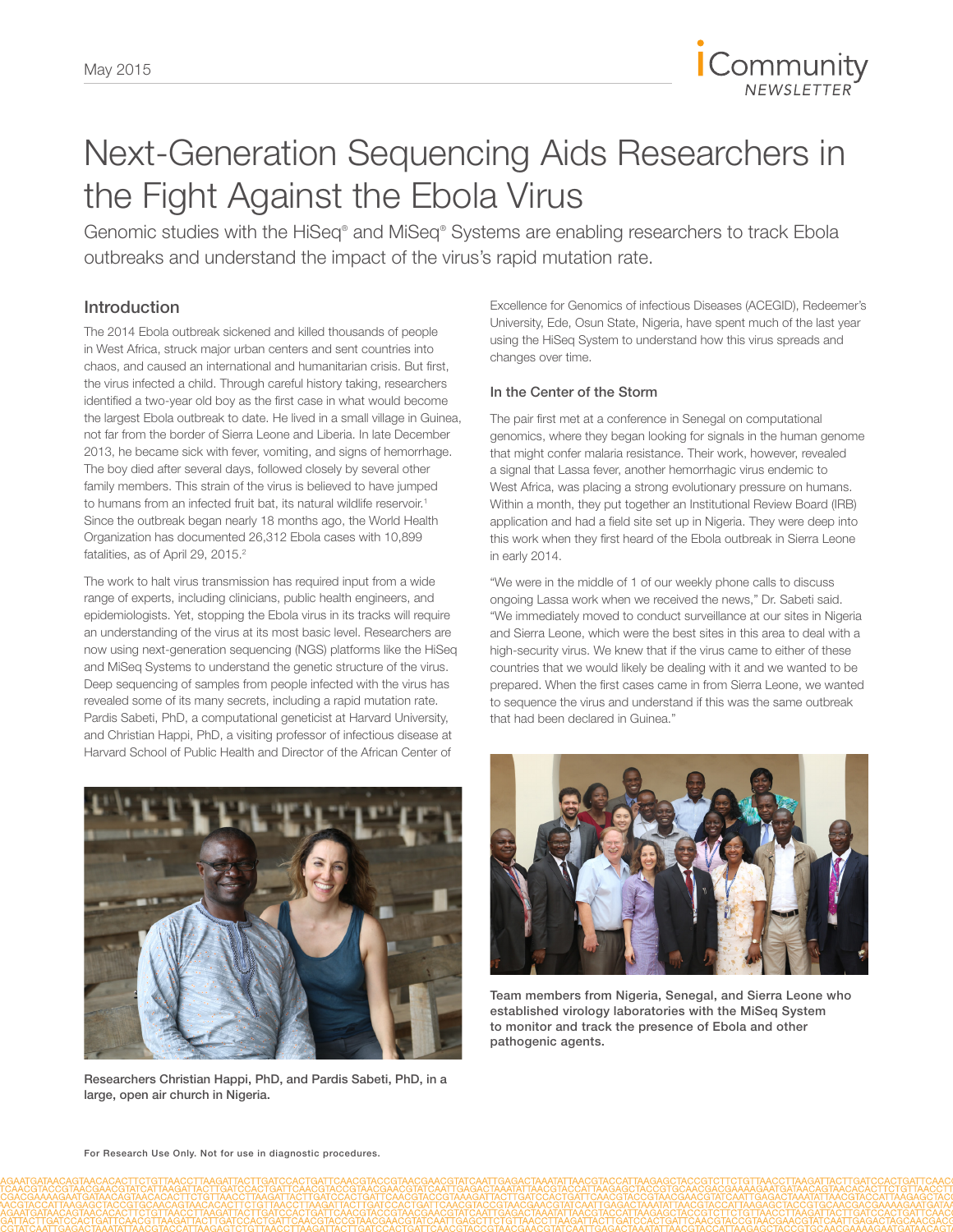# Next-Generation Sequencing Aids Researchers in the Fight Against the Ebola Virus

Genomic studies with the HiSeq® and MiSeq® Systems are enabling researchers to track Ebola outbreaks and understand the impact of the virus's rapid mutation rate.

## Introduction

The 2014 Ebola outbreak sickened and killed thousands of people in West Africa, struck major urban centers and sent countries into chaos, and caused an international and humanitarian crisis. But first, the virus infected a child. Through careful history taking, researchers identified a two-year old boy as the first case in what would become the largest Ebola outbreak to date. He lived in a small village in Guinea, not far from the border of Sierra Leone and Liberia. In late December 2013, he became sick with fever, vomiting, and signs of hemorrhage. The boy died after several days, followed closely by several other family members. This strain of the virus is believed to have jumped to humans from an infected fruit bat, its natural wildlife reservoir.[1] Since the outbreak began nearly 18 months ago, the World Health Organization has documented 26,312 Ebola cases with 10,899 fatalities, as of April 29, 2015.[2]

The work to halt virus transmission has required input from a wide range of experts, including clinicians, public health engineers, and epidemiologists. Yet, stopping the Ebola virus in its tracks will require an understanding of the virus at its most basic level. Researchers are now using next-generation sequencing (NGS) platforms like the HiSeq and MiSeq Systems to understand the genetic structure of the virus. Deep sequencing of samples from people infected with the virus has revealed some of its many secrets, including a rapid mutation rate. Pardis Sabeti, PhD, a computational geneticist at Harvard University, and Christian Happi, PhD, a visiting professor of infectious disease at Harvard School of Public Health and Director of the African Center of Excellence for Genomics of infectious Diseases (ACEGID), Redeemer's University, Ede, Osun State, Nigeria, have spent much of the last year using the HiSeq System to understand how this virus spreads and changes over time.

Researchers Christian Happi, PhD, and Pardis Sabeti, PhD, in a large, open air church in Nigeria.

### In the Center of the Storm

The pair first met at a conference in Senegal on computational genomics, where they began looking for signals in the human genome that might confer malaria resistance. Their work, however, revealed a signal that Lassa fever, another hemorrhagic virus endemic to West Africa, was placing a strong evolutionary pressure on humans. Within a month, they put together an Institutional Review Board (IRB) application and had a field site set up in Nigeria. They were deep into this work when they first heard of the Ebola outbreak in Sierra Leone in early 2014.

"We were in the middle of 1 of our weekly phone calls to discuss ongoing Lassa work when we received the news," Dr. Sabeti said. "We immediately moved to conduct surveillance at our sites in Nigeria and Sierra Leone, which were the best sites in this area to deal with a high-security virus. We knew that if the virus came to either of these countries that we would likely be dealing with it and we wanted to be prepared. When the first cases came in from Sierra Leone, we wanted to sequence the virus and understand if this was the same outbreak that had been declared in Guinea."

Team members from Nigeria, Senegal, and Sierra Leone who established virology laboratories with the MiSeq System to monitor and track the presence of Ebola and other pathogenic agents.

For Research Use Only. Not for use in diagnostic procedures.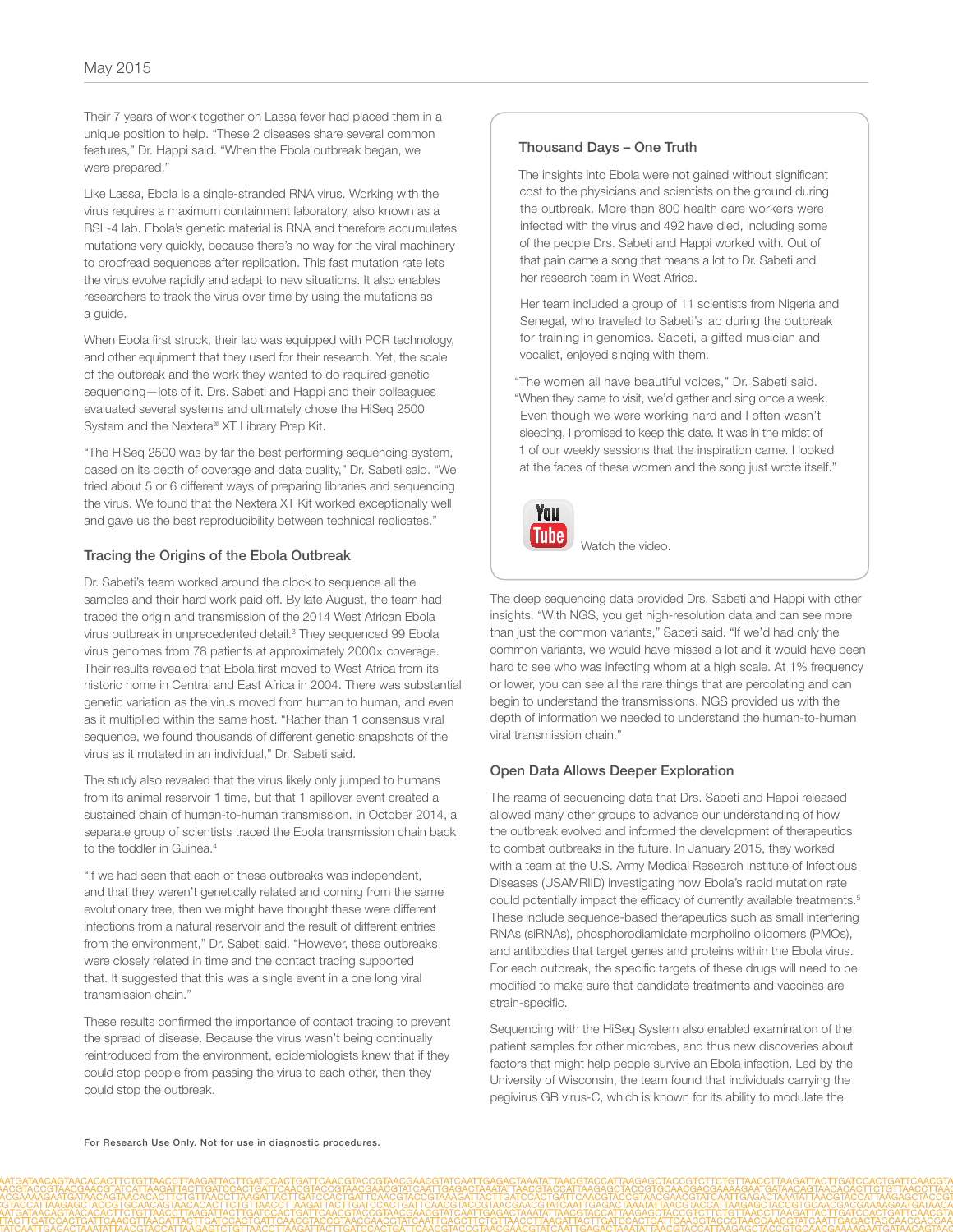Their 7 years of work together on Lassa fever had placed them in a unique position to help. "These 2 diseases share several common features," Dr. Happi said. "When the Ebola outbreak began, we were prepared."

Like Lassa, Ebola is a single-stranded RNA virus. Working with the virus requires a maximum containment laboratory, also known as a BSL-4 lab. Ebola's genetic material is RNA and therefore accumulates mutations very quickly, because there's no way for the viral machinery to proofread sequences after replication. This fast mutation rate lets the virus evolve rapidly and adapt to new situations. It also enables researchers to track the virus over time by using the mutations as a guide.

When Ebola first struck, their lab was equipped with PCR technology, and other equipment that they used for their research. Yet, the scale of the outbreak and the work they wanted to do required genetic sequencing—lots of it. Drs. Sabeti and Happi and their colleagues evaluated several systems and ultimately chose the HiSeq 2500 System and the Nextera® XT Library Prep Kit.

"The HiSeq 2500 was by far the best performing sequencing system, based on its depth of coverage and data quality," Dr. Sabeti said. "We tried about 5 or 6 different ways of preparing libraries and sequencing the virus. We found that the Nextera XT Kit worked exceptionally well and gave us the best reproducibility between technical replicates."

### Tracing the Origins of the Ebola Outbreak

Dr. Sabeti's team worked around the clock to sequence all the samples and their hard work paid off. By late August, the team had traced the origin and transmission of the 2014 West African Ebola virus outbreak in unprecedented detail.[3] They sequenced 99 Ebola virus genomes from 78 patients at approximately 2000× coverage. Their results revealed that Ebola first moved to West Africa from its historic home in Central and East Africa in 2004. There was substantial genetic variation as the virus moved from human to human, and even as it multiplied within the same host. "Rather than 1 consensus viral sequence, we found thousands of different genetic snapshots of the virus as it mutated in an individual," Dr. Sabeti said.

The study also revealed that the virus likely only jumped to humans from its animal reservoir 1 time, but that 1 spillover event created a sustained chain of human-to-human transmission. In October 2014, a separate group of scientists traced the Ebola transmission chain back to the toddler in Guinea.[4]

"If we had seen that each of these outbreaks was independent, and that they weren't genetically related and coming from the same evolutionary tree, then we might have thought these were different infections from a natural reservoir and the result of different entries from the environment," Dr. Sabeti said. "However, these outbreaks were closely related in time and the contact tracing supported that. It suggested that this was a single event in a one long viral transmission chain."

These results confirmed the importance of contact tracing to prevent the spread of disease. Because the virus wasn't being continually reintroduced from the environment, epidemiologists knew that if they could stop people from passing the virus to each other, then they could stop the outbreak.

### Thousand Days – One Truth

The insights into Ebola were not gained without significant cost to the physicians and scientists on the ground during the outbreak. More than 800 health care workers were infected with the virus and 492 have died, including some of the people Drs. Sabeti and Happi worked with. Out of that pain came a song that means a lot to Dr. Sabeti and her research team in West Africa.

Her team included a group of 11 scientists from Nigeria and Senegal, who traveled to Sabeti's lab during the outbreak for training in genomics. Sabeti, a gifted musician and vocalist, enjoyed singing with them.

"The women all have beautiful voices," Dr. Sabeti said. "When they came to visit, we'd gather and sing once a week. Even though we were working hard and I often wasn't sleeping, I promised to keep this date. It was in the midst of 1 of our weekly sessions that the inspiration came. I looked at the faces of these women and the song just wrote itself."

Watch the video.

The deep sequencing data provided Drs. Sabeti and Happi with other insights. "With NGS, you get high-resolution data and can see more than just the common variants," Sabeti said. "If we'd had only the common variants, we would have missed a lot and it would have been hard to see who was infecting whom at a high scale. At 1% frequency or lower, you can see all the rare things that are percolating and can begin to understand the transmissions. NGS provided us with the depth of information we needed to understand the human-to-human viral transmission chain."

### Open Data Allows Deeper Exploration

The reams of sequencing data that Drs. Sabeti and Happi released allowed many other groups to advance our understanding of how the outbreak evolved and informed the development of therapeutics to combat outbreaks in the future. In January 2015, they worked with a team at the U.S. Army Medical Research Institute of Infectious Diseases (USAMRIID) investigating how Ebola's rapid mutation rate could potentially impact the efficacy of currently available treatments.[5] These include sequence-based therapeutics such as small interfering RNAs (siRNAs), phosphorodiamidate morpholino oligomers (PMOs), and antibodies that target genes and proteins within the Ebola virus. For each outbreak, the specific targets of these drugs will need to be modified to make sure that candidate treatments and vaccines are strain-specific.

Sequencing with the HiSeq System also enabled examination of the patient samples for other microbes, and thus new discoveries about factors that might help people survive an Ebola infection. Led by the University of Wisconsin, the team found that individuals carrying the pegivirus GB virus-C, which is known for its ability to modulate the

For Research Use Only. Not for use in diagnostic procedures.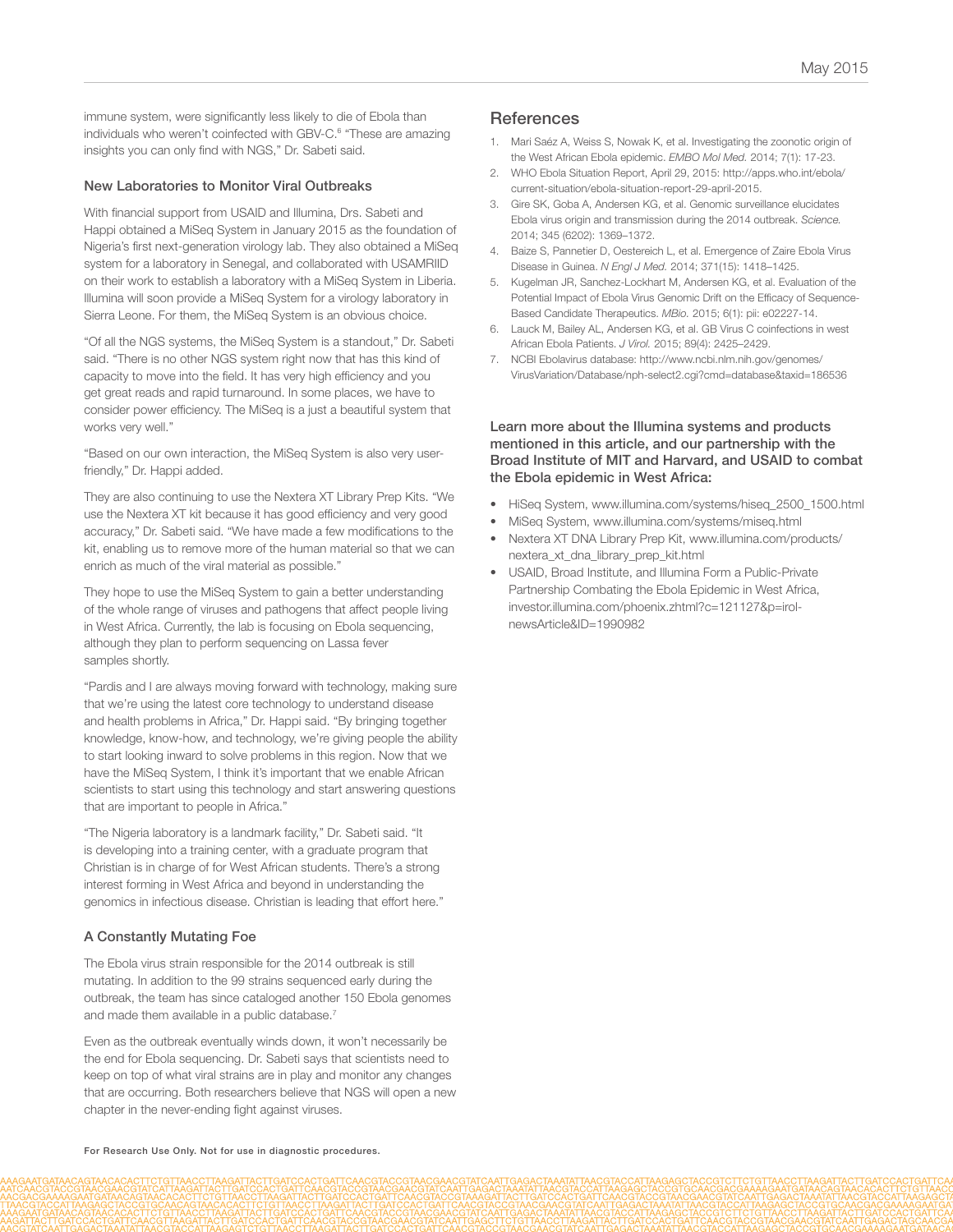immune system, were significantly less likely to die of Ebola than individuals who weren't coinfected with GBV-C.[6] "These are amazing insights you can only find with NGS," Dr. Sabeti said.

### New Laboratories to Monitor Viral Outbreaks

With financial support from USAID and Illumina, Drs. Sabeti and Happi obtained a MiSeq System in January 2015 as the foundation of Nigeria's first next-generation virology lab. They also obtained a MiSeq system for a laboratory in Senegal, and collaborated with USAMRIID on their work to establish a laboratory with a MiSeq System in Liberia. Illumina will soon provide a MiSeq System for a virology laboratory in Sierra Leone. For them, the MiSeq System is an obvious choice.

"Of all the NGS systems, the MiSeq System is a standout," Dr. Sabeti said. "There is no other NGS system right now that has this kind of capacity to move into the field. It has very high efficiency and you get great reads and rapid turnaround. In some places, we have to consider power efficiency. The MiSeq is a just a beautiful system that works very well."

"Based on our own interaction, the MiSeq System is also very user-friendly," Dr. Happi added.

They are also continuing to use the Nextera XT Library Prep Kits. "We use the Nextera XT kit because it has good efficiency and very good accuracy," Dr. Sabeti said. "We have made a few modifications to the kit, enabling us to remove more of the human material so that we can enrich as much of the viral material as possible."

They hope to use the MiSeq System to gain a better understanding of the whole range of viruses and pathogens that affect people living in West Africa. Currently, the lab is focusing on Ebola sequencing, although they plan to perform sequencing on Lassa fever samples shortly.

"Pardis and I are always moving forward with technology, making sure that we're using the latest core technology to understand disease and health problems in Africa," Dr. Happi said. "By bringing together knowledge, know-how, and technology, we're giving people the ability to start looking inward to solve problems in this region. Now that we have the MiSeq System, I think it's important that we enable African scientists to start using this technology and start answering questions that are important to people in Africa."

"The Nigeria laboratory is a landmark facility," Dr. Sabeti said. "It is developing into a training center, with a graduate program that Christian is in charge of for West African students. There's a strong interest forming in West Africa and beyond in understanding the genomics in infectious disease. Christian is leading that effort here."

### A Constantly Mutating Foe

The Ebola virus strain responsible for the 2014 outbreak is still mutating. In addition to the 99 strains sequenced early during the outbreak, the team has since cataloged another 150 Ebola genomes and made them available in a public database.[7]

Even as the outbreak eventually winds down, it won't necessarily be the end for Ebola sequencing. Dr. Sabeti says that scientists need to keep on top of what viral strains are in play and monitor any changes that are occurring. Both researchers believe that NGS will open a new chapter in the never-ending fight against viruses.

## References

1. Mari Saéz A, Weiss S, Nowak K, et al. Investigating the zoonotic origin of the West African Ebola epidemic. *EMBO Mol Med.* 2014; 7(1): 17-23.
2. WHO Ebola Situation Report, April 29, 2015: http://apps.who.int/ebola/current-situation/ebola-situation-report-29-april-2015.
3. Gire SK, Goba A, Andersen KG, et al. Genomic surveillance elucidates Ebola virus origin and transmission during the 2014 outbreak. *Science.* 2014; 345 (6202): 1369–1372.
4. Baize S, Pannetier D, Oestereich L, et al. Emergence of Zaire Ebola Virus Disease in Guinea. *N Engl J Med.* 2014; 371(15): 1418–1425.
5. Kugelman JR, Sanchez-Lockhart M, Andersen KG, et al. Evaluation of the Potential Impact of Ebola Virus Genomic Drift on the Efficacy of Sequence-Based Candidate Therapeutics. *MBio.* 2015; 6(1): pii: e02227-14.
6. Lauck M, Bailey AL, Andersen KG, et al. GB Virus C coinfections in west African Ebola Patients. *J Virol.* 2015; 89(4): 2425–2429.
7. NCBI Ebolavirus database: http://www.ncbi.nlm.nih.gov/genomes/VirusVariation/Database/nph-select2.cgi?cmd=database&taxid=186536

**Learn more about the Illumina systems and products mentioned in this article, and our partnership with the Broad Institute of MIT and Harvard, and USAID to combat the Ebola epidemic in West Africa:**

- HiSeq System, www.illumina.com/systems/hiseq_2500_1500.html
- MiSeq System, www.illumina.com/systems/miseq.html
- Nextera XT DNA Library Prep Kit, www.illumina.com/products/nextera_xt_dna_library_prep_kit.html
- USAID, Broad Institute, and Illumina Form a Public-Private Partnership Combating the Ebola Epidemic in West Africa, investor.illumina.com/phoenix.zhtml?c=121127&p=irol-newsArticle&ID=1990982

For Research Use Only. Not for use in diagnostic procedures.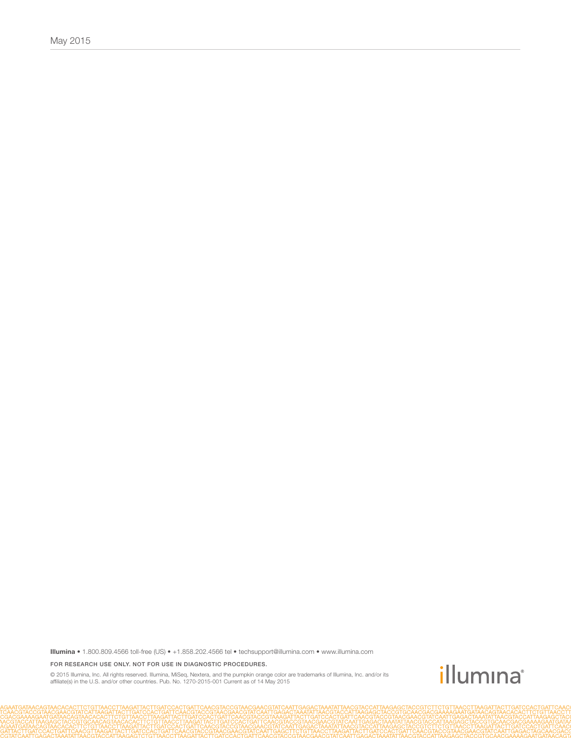May 2015

**Illumina** • 1.800.809.4566 toll-free (US) • +1.858.202.4566 tel • techsupport@illumina.com • www.illumina.com

FOR RESEARCH USE ONLY. NOT FOR USE IN DIAGNOSTIC PROCEDURES.

© 2015 Illumina, Inc. All rights reserved. Illumina, MiSeq, Nextera, and the pumpkin orange color are trademarks of Illumina, Inc. and/or its affiliate(s) in the U.S. and/or other countries. Pub. No. 1270-2015-001 Current as of 14 May 2015